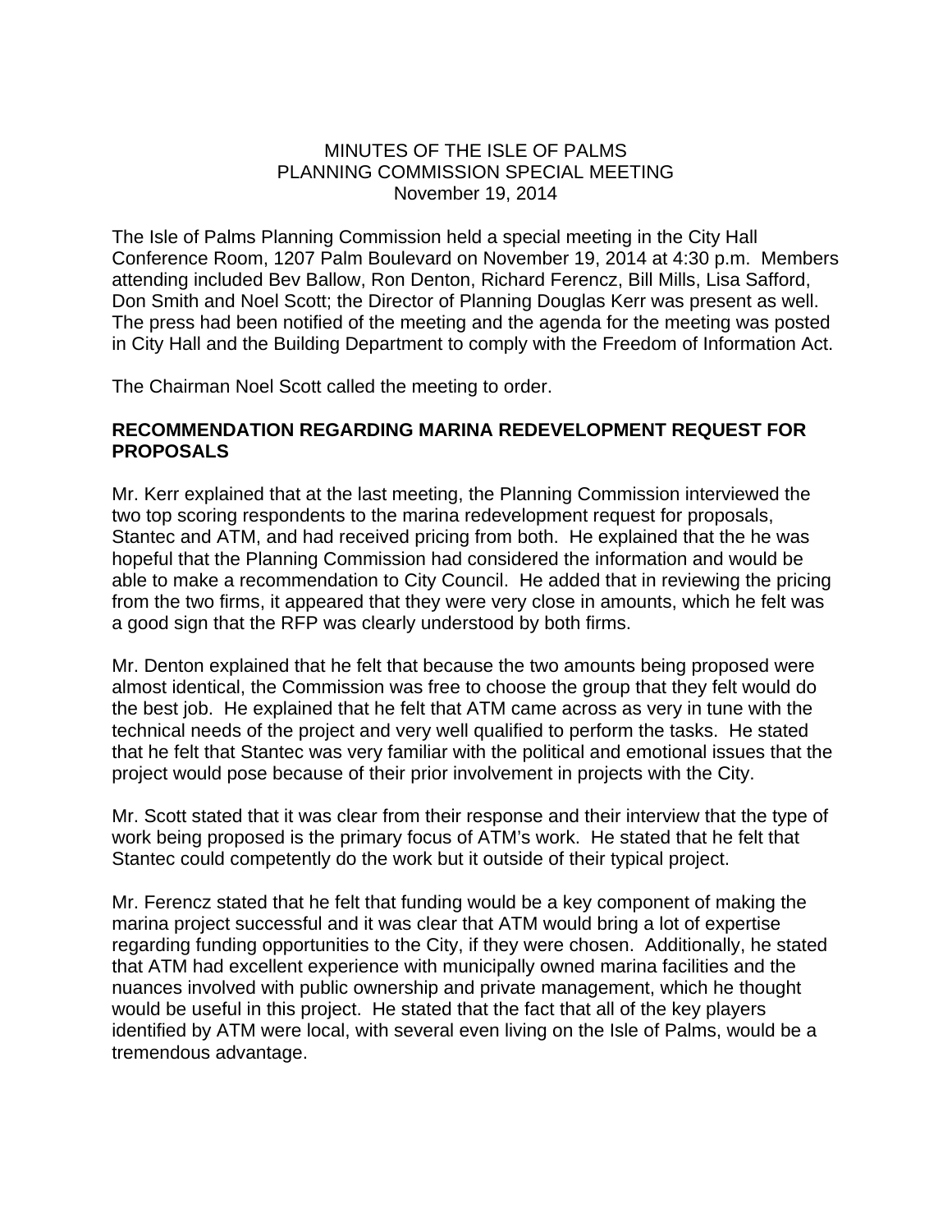MINUTES OF THE ISLE OF PALMS
PLANNING COMMISSION SPECIAL MEETING
November 19, 2014

The Isle of Palms Planning Commission held a special meeting in the City Hall Conference Room, 1207 Palm Boulevard on November 19, 2014 at 4:30 p.m. Members attending included Bev Ballow, Ron Denton, Richard Ferencz, Bill Mills, Lisa Safford, Don Smith and Noel Scott; the Director of Planning Douglas Kerr was present as well. The press had been notified of the meeting and the agenda for the meeting was posted in City Hall and the Building Department to comply with the Freedom of Information Act.

The Chairman Noel Scott called the meeting to order.

**RECOMMENDATION REGARDING MARINA REDEVELOPMENT REQUEST FOR PROPOSALS**

Mr. Kerr explained that at the last meeting, the Planning Commission interviewed the two top scoring respondents to the marina redevelopment request for proposals, Stantec and ATM, and had received pricing from both. He explained that the he was hopeful that the Planning Commission had considered the information and would be able to make a recommendation to City Council. He added that in reviewing the pricing from the two firms, it appeared that they were very close in amounts, which he felt was a good sign that the RFP was clearly understood by both firms.

Mr. Denton explained that he felt that because the two amounts being proposed were almost identical, the Commission was free to choose the group that they felt would do the best job. He explained that he felt that ATM came across as very in tune with the technical needs of the project and very well qualified to perform the tasks. He stated that he felt that Stantec was very familiar with the political and emotional issues that the project would pose because of their prior involvement in projects with the City.

Mr. Scott stated that it was clear from their response and their interview that the type of work being proposed is the primary focus of ATM's work. He stated that he felt that Stantec could competently do the work but it outside of their typical project.

Mr. Ferencz stated that he felt that funding would be a key component of making the marina project successful and it was clear that ATM would bring a lot of expertise regarding funding opportunities to the City, if they were chosen. Additionally, he stated that ATM had excellent experience with municipally owned marina facilities and the nuances involved with public ownership and private management, which he thought would be useful in this project. He stated that the fact that all of the key players identified by ATM were local, with several even living on the Isle of Palms, would be a tremendous advantage.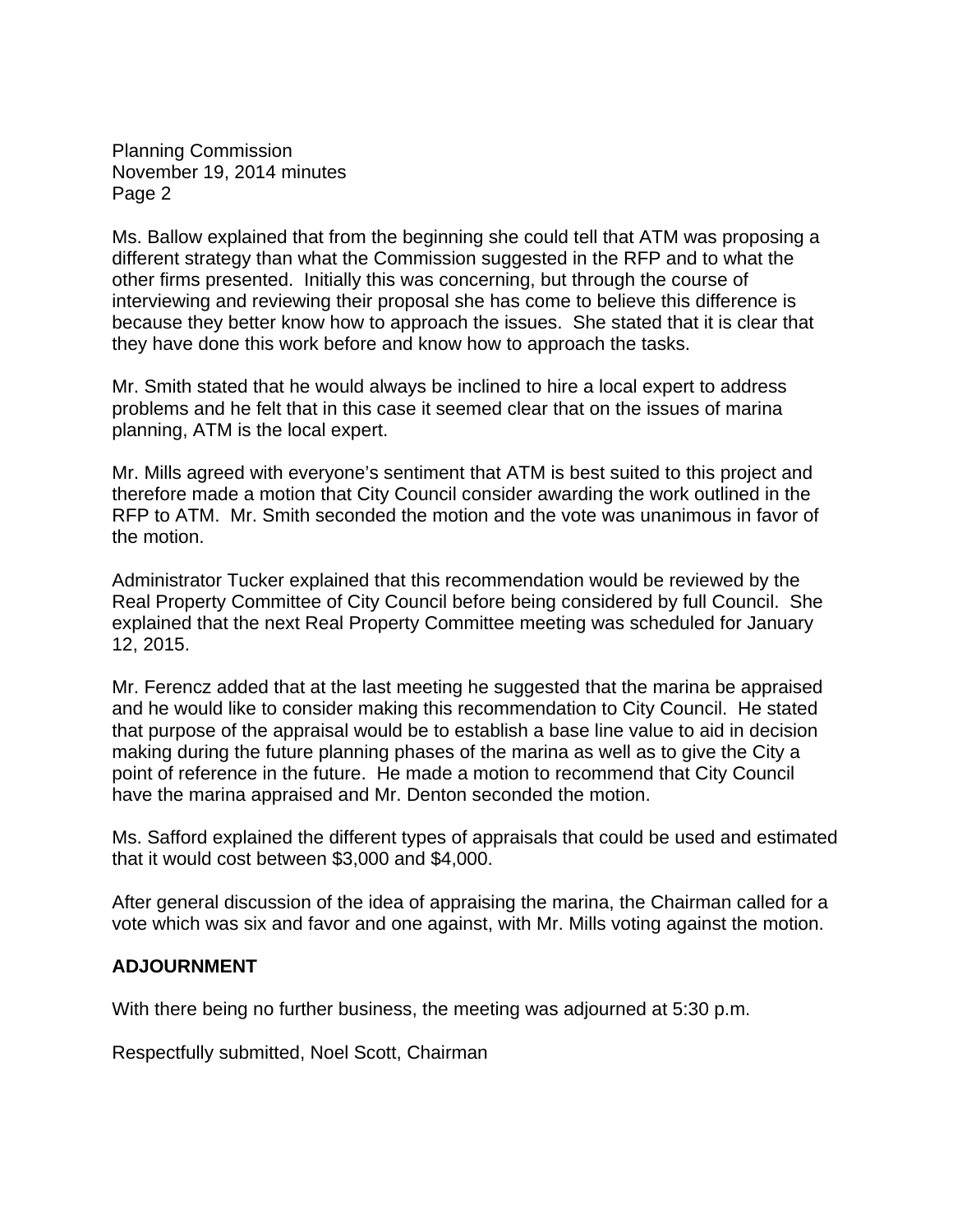Ms. Ballow explained that from the beginning she could tell that ATM was proposing a different strategy than what the Commission suggested in the RFP and to what the other firms presented. Initially this was concerning, but through the course of interviewing and reviewing their proposal she has come to believe this difference is because they better know how to approach the issues. She stated that it is clear that they have done this work before and know how to approach the tasks.

Mr. Smith stated that he would always be inclined to hire a local expert to address problems and he felt that in this case it seemed clear that on the issues of marina planning, ATM is the local expert.

Mr. Mills agreed with everyone's sentiment that ATM is best suited to this project and therefore made a motion that City Council consider awarding the work outlined in the RFP to ATM. Mr. Smith seconded the motion and the vote was unanimous in favor of the motion.

Administrator Tucker explained that this recommendation would be reviewed by the Real Property Committee of City Council before being considered by full Council. She explained that the next Real Property Committee meeting was scheduled for January 12, 2015.

Mr. Ferencz added that at the last meeting he suggested that the marina be appraised and he would like to consider making this recommendation to City Council. He stated that purpose of the appraisal would be to establish a base line value to aid in decision making during the future planning phases of the marina as well as to give the City a point of reference in the future. He made a motion to recommend that City Council have the marina appraised and Mr. Denton seconded the motion.

Ms. Safford explained the different types of appraisals that could be used and estimated that it would cost between $3,000 and $4,000.

After general discussion of the idea of appraising the marina, the Chairman called for a vote which was six and favor and one against, with Mr. Mills voting against the motion.

**ADJOURNMENT**

With there being no further business, the meeting was adjourned at 5:30 p.m.

Respectfully submitted, Noel Scott, Chairman